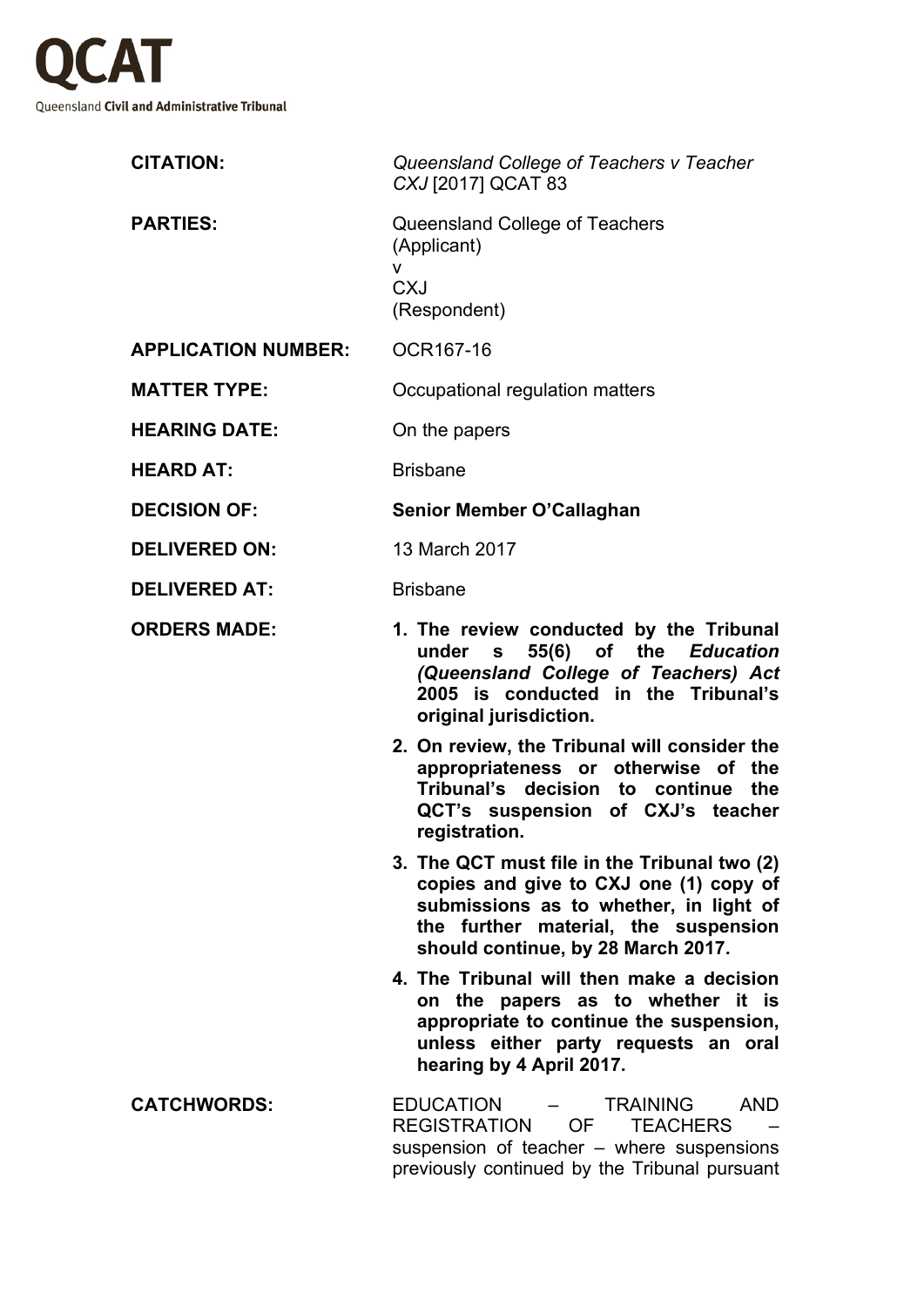**QCAT**

Queensland **Civil and Administrative Tribunal**

| | |
|---|---|
| **CITATION:** | *Queensland College of Teachers v Teacher CXJ* [2017] QCAT 83 |
| **PARTIES:** | Queensland College of Teachers (Applicant) v CXJ (Respondent) |
| **APPLICATION NUMBER:** | OCR167-16 |
| **MATTER TYPE:** | Occupational regulation matters |
| **HEARING DATE:** | On the papers |
| **HEARD AT:** | Brisbane |
| **DECISION OF:** | **Senior Member O'Callaghan** |
| **DELIVERED ON:** | 13 March 2017 |
| **DELIVERED AT:** | Brisbane |
| **ORDERS MADE:** | **1. The review conducted by the Tribunal under s 55(6) of the *Education (Queensland College of Teachers) Act 2005* is conducted in the Tribunal's original jurisdiction.** **2. On review, the Tribunal will consider the appropriateness or otherwise of the Tribunal's decision to continue the QCT's suspension of CXJ's teacher registration.** **3. The QCT must file in the Tribunal two (2) copies and give to CXJ one (1) copy of submissions as to whether, in light of the further material, the suspension should continue, by 28 March 2017.** **4. The Tribunal will then make a decision on the papers as to whether it is appropriate to continue the suspension, unless either party requests an oral hearing by 4 April 2017.** |
| **CATCHWORDS:** | EDUCATION – TRAINING AND REGISTRATION OF TEACHERS – suspension of teacher – where suspensions previously continued by the Tribunal pursuant |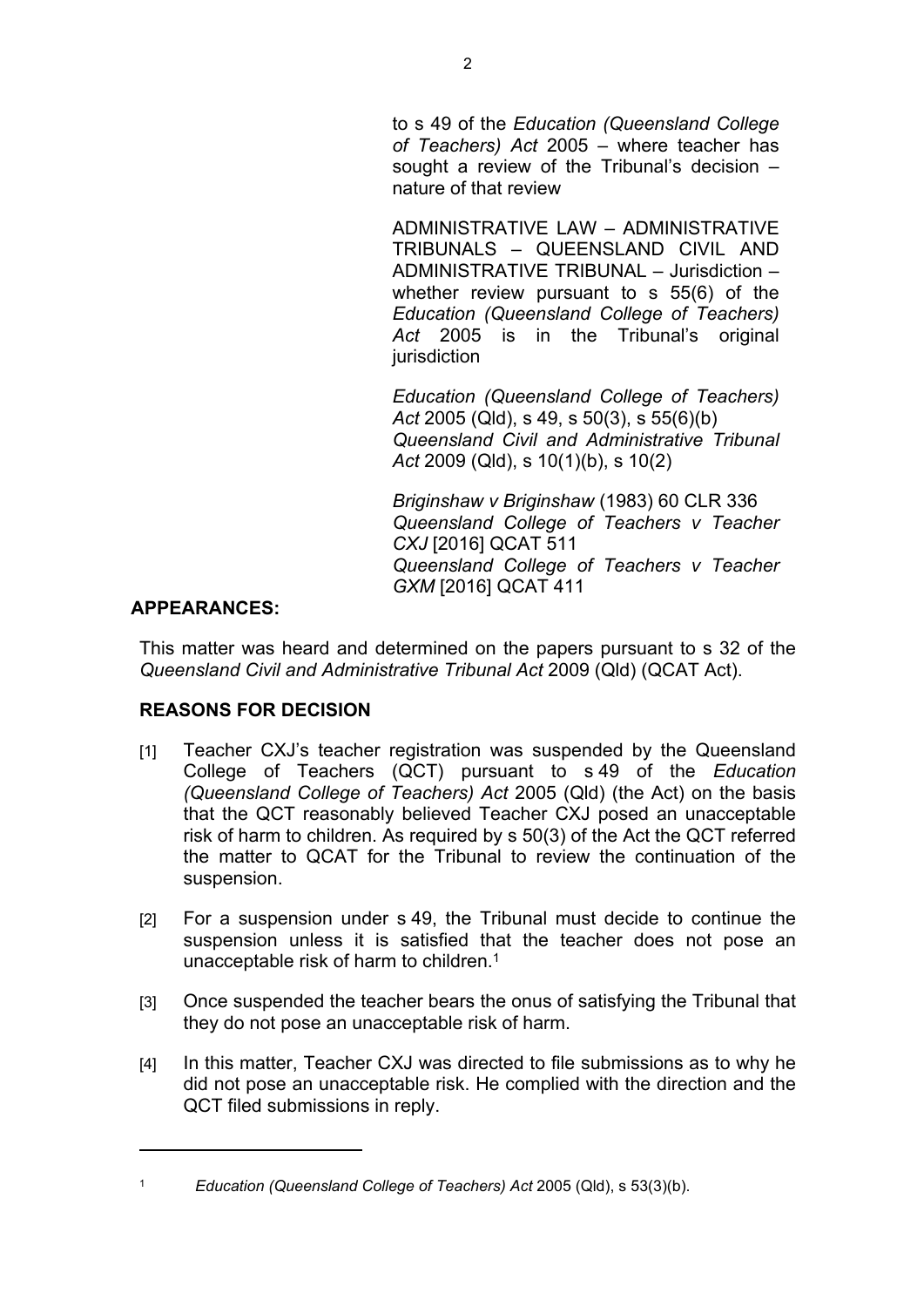to s 49 of the *Education (Queensland College of Teachers) Act* 2005 – where teacher has sought a review of the Tribunal's decision – nature of that review

ADMINISTRATIVE LAW – ADMINISTRATIVE TRIBUNALS – QUEENSLAND CIVIL AND ADMINISTRATIVE TRIBUNAL – Jurisdiction – whether review pursuant to s 55(6) of the *Education (Queensland College of Teachers) Act* 2005 is in the Tribunal's original jurisdiction

*Education (Queensland College of Teachers) Act* 2005 (Qld), s 49, s 50(3), s 55(6)(b)
*Queensland Civil and Administrative Tribunal Act* 2009 (Qld), s 10(1)(b), s 10(2)

*Briginshaw v Briginshaw* (1983) 60 CLR 336
*Queensland College of Teachers v Teacher CXJ* [2016] QCAT 511
*Queensland College of Teachers v Teacher GXM* [2016] QCAT 411

**APPEARANCES:**

This matter was heard and determined on the papers pursuant to s 32 of the *Queensland Civil and Administrative Tribunal Act* 2009 (Qld) (QCAT Act).

## REASONS FOR DECISION

[1] Teacher CXJ's teacher registration was suspended by the Queensland College of Teachers (QCT) pursuant to s 49 of the *Education (Queensland College of Teachers) Act* 2005 (Qld) (the Act) on the basis that the QCT reasonably believed Teacher CXJ posed an unacceptable risk of harm to children. As required by s 50(3) of the Act the QCT referred the matter to QCAT for the Tribunal to review the continuation of the suspension.

[2] For a suspension under s 49, the Tribunal must decide to continue the suspension unless it is satisfied that the teacher does not pose an unacceptable risk of harm to children.[1]

[3] Once suspended the teacher bears the onus of satisfying the Tribunal that they do not pose an unacceptable risk of harm.

[4] In this matter, Teacher CXJ was directed to file submissions as to why he did not pose an unacceptable risk. He complied with the direction and the QCT filed submissions in reply.

---

[1] *Education (Queensland College of Teachers) Act* 2005 (Qld), s 53(3)(b).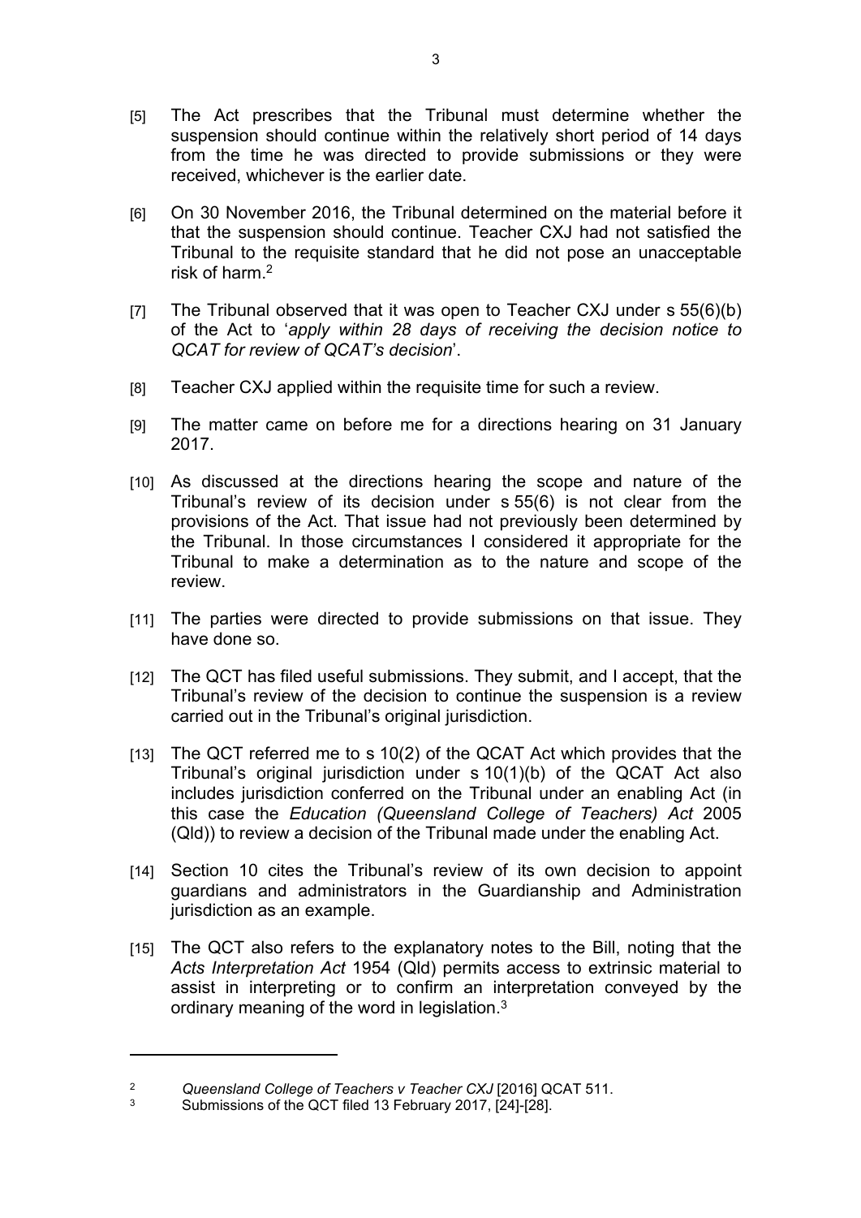[5] The Act prescribes that the Tribunal must determine whether the suspension should continue within the relatively short period of 14 days from the time he was directed to provide submissions or they were received, whichever is the earlier date.

[6] On 30 November 2016, the Tribunal determined on the material before it that the suspension should continue. Teacher CXJ had not satisfied the Tribunal to the requisite standard that he did not pose an unacceptable risk of harm.[2]

[7] The Tribunal observed that it was open to Teacher CXJ under s 55(6)(b) of the Act to '*apply within 28 days of receiving the decision notice to QCAT for review of QCAT's decision*'.

[8] Teacher CXJ applied within the requisite time for such a review.

[9] The matter came on before me for a directions hearing on 31 January 2017.

[10] As discussed at the directions hearing the scope and nature of the Tribunal's review of its decision under s 55(6) is not clear from the provisions of the Act. That issue had not previously been determined by the Tribunal. In those circumstances I considered it appropriate for the Tribunal to make a determination as to the nature and scope of the review.

[11] The parties were directed to provide submissions on that issue. They have done so.

[12] The QCT has filed useful submissions. They submit, and I accept, that the Tribunal's review of the decision to continue the suspension is a review carried out in the Tribunal's original jurisdiction.

[13] The QCT referred me to s 10(2) of the QCAT Act which provides that the Tribunal's original jurisdiction under s 10(1)(b) of the QCAT Act also includes jurisdiction conferred on the Tribunal under an enabling Act (in this case the *Education (Queensland College of Teachers) Act* 2005 (Qld)) to review a decision of the Tribunal made under the enabling Act.

[14] Section 10 cites the Tribunal's review of its own decision to appoint guardians and administrators in the Guardianship and Administration jurisdiction as an example.

[15] The QCT also refers to the explanatory notes to the Bill, noting that the *Acts Interpretation Act* 1954 (Qld) permits access to extrinsic material to assist in interpreting or to confirm an interpretation conveyed by the ordinary meaning of the word in legislation.[3]

---

[2] *Queensland College of Teachers v Teacher CXJ* [2016] QCAT 511.

[3] Submissions of the QCT filed 13 February 2017, [24]-[28].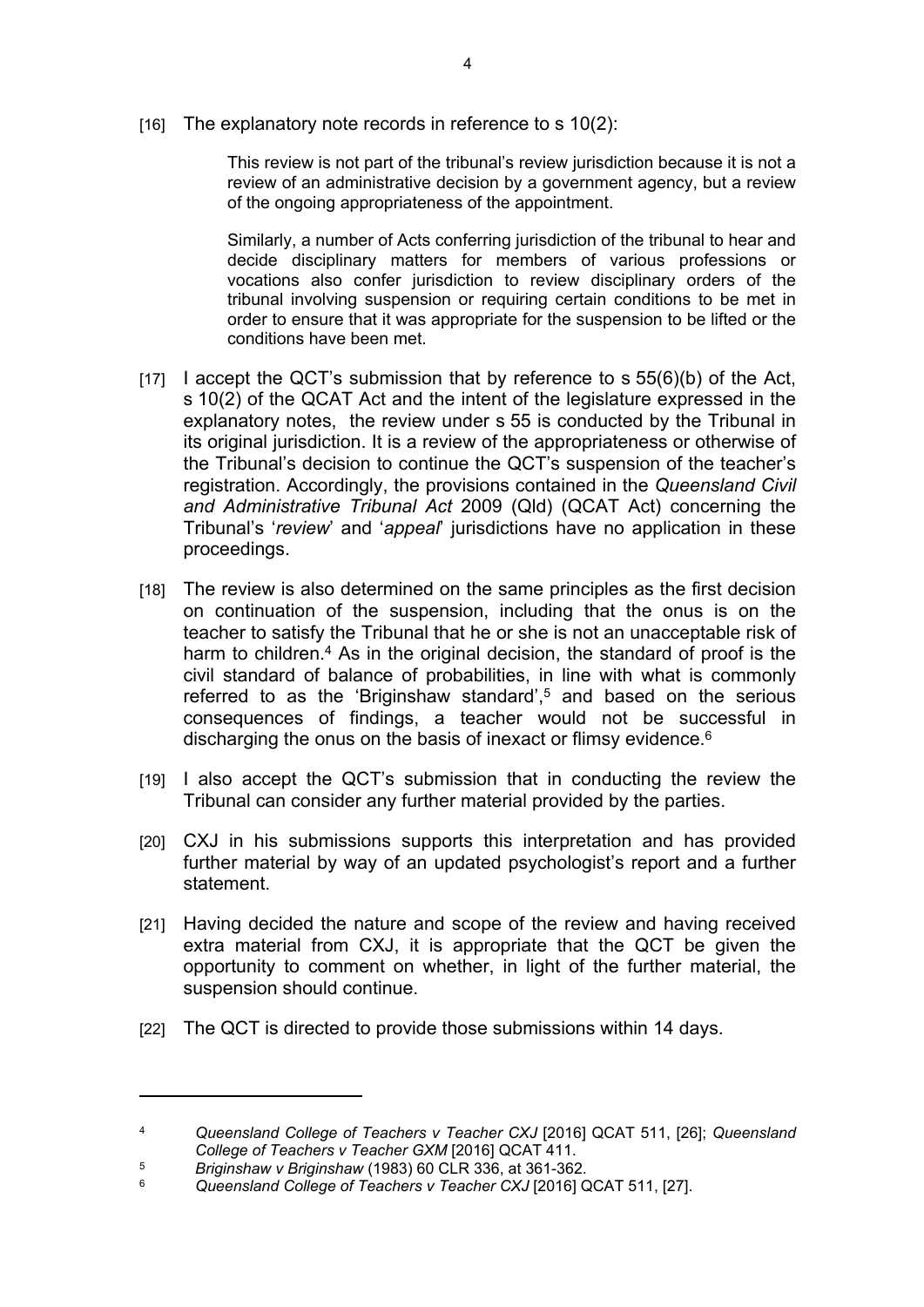[16] The explanatory note records in reference to s 10(2):

> This review is not part of the tribunal's review jurisdiction because it is not a review of an administrative decision by a government agency, but a review of the ongoing appropriateness of the appointment.
>
> Similarly, a number of Acts conferring jurisdiction of the tribunal to hear and decide disciplinary matters for members of various professions or vocations also confer jurisdiction to review disciplinary orders of the tribunal involving suspension or requiring certain conditions to be met in order to ensure that it was appropriate for the suspension to be lifted or the conditions have been met.

[17] I accept the QCT's submission that by reference to s 55(6)(b) of the Act, s 10(2) of the QCAT Act and the intent of the legislature expressed in the explanatory notes, the review under s 55 is conducted by the Tribunal in its original jurisdiction. It is a review of the appropriateness or otherwise of the Tribunal's decision to continue the QCT's suspension of the teacher's registration. Accordingly, the provisions contained in the *Queensland Civil and Administrative Tribunal Act* 2009 (Qld) (QCAT Act) concerning the Tribunal's '*review*' and '*appeal*' jurisdictions have no application in these proceedings.

[18] The review is also determined on the same principles as the first decision on continuation of the suspension, including that the onus is on the teacher to satisfy the Tribunal that he or she is not an unacceptable risk of harm to children.[4] As in the original decision, the standard of proof is the civil standard of balance of probabilities, in line with what is commonly referred to as the 'Briginshaw standard',[5] and based on the serious consequences of findings, a teacher would not be successful in discharging the onus on the basis of inexact or flimsy evidence.[6]

[19] I also accept the QCT's submission that in conducting the review the Tribunal can consider any further material provided by the parties.

[20] CXJ in his submissions supports this interpretation and has provided further material by way of an updated psychologist's report and a further statement.

[21] Having decided the nature and scope of the review and having received extra material from CXJ, it is appropriate that the QCT be given the opportunity to comment on whether, in light of the further material, the suspension should continue.

[22] The QCT is directed to provide those submissions within 14 days.

---

[4] *Queensland College of Teachers v Teacher CXJ* [2016] QCAT 511, [26]; *Queensland College of Teachers v Teacher GXM* [2016] QCAT 411.

[5] *Briginshaw v Briginshaw* (1983) 60 CLR 336, at 361-362.

[6] *Queensland College of Teachers v Teacher CXJ* [2016] QCAT 511, [27].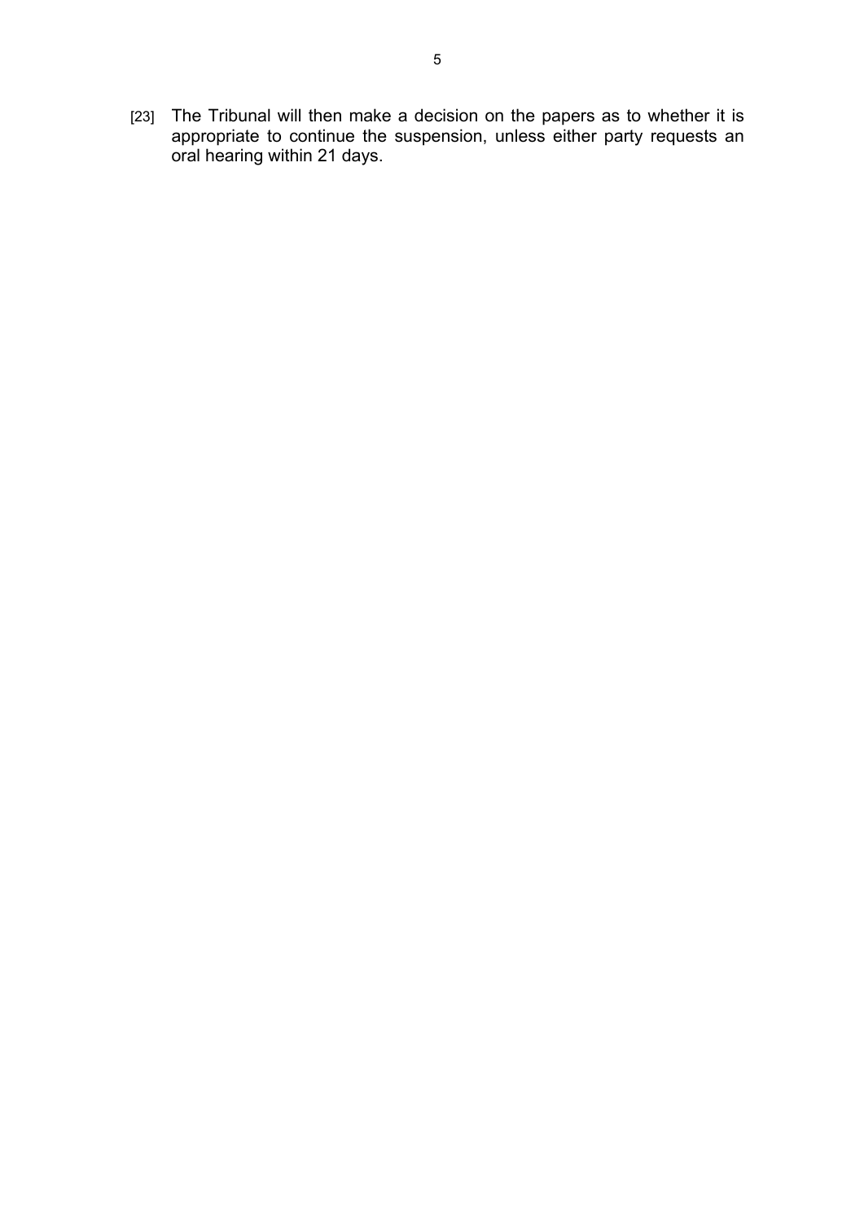[23] The Tribunal will then make a decision on the papers as to whether it is appropriate to continue the suspension, unless either party requests an oral hearing within 21 days.